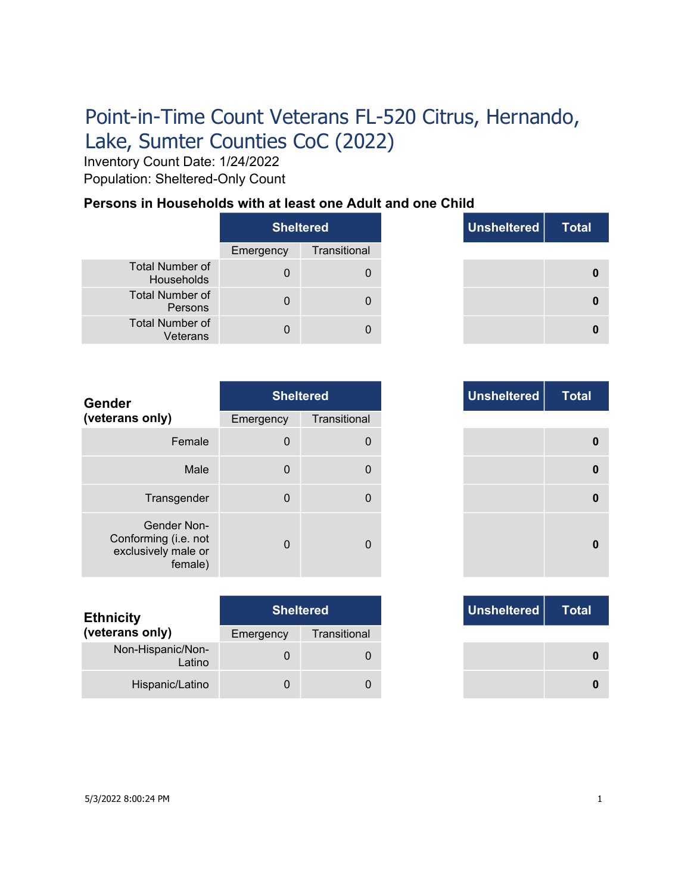# Point-in-Time Count Veterans FL-520 Citrus, Hernando, Lake, Sumter Counties CoC (2022)

Inventory Count Date: 1/24/2022

Population: Sheltered-Only Count

### Persons in Households with at least one Adult and one Child

| | Sheltered | | Unsheltered | Total |
|---|---|---|---|---|
| | Emergency | Transitional | | |
| Total Number of Households | 0 | 0 | | **0** |
| Total Number of Persons | 0 | 0 | | **0** |
| Total Number of Veterans | 0 | 0 | | **0** |

| **Gender (veterans only)** | Sheltered | | Unsheltered | Total |
|---|---|---|---|---|
| | Emergency | Transitional | | |
| Female | 0 | 0 | | **0** |
| Male | 0 | 0 | | **0** |
| Transgender | 0 | 0 | | **0** |
| Gender Non-Conforming (i.e. not exclusively male or female) | 0 | 0 | | **0** |

| **Ethnicity (veterans only)** | Sheltered | | Unsheltered | Total |
|---|---|---|---|---|
| | Emergency | Transitional | | |
| Non-Hispanic/Non-Latino | 0 | 0 | | **0** |
| Hispanic/Latino | 0 | 0 | | **0** |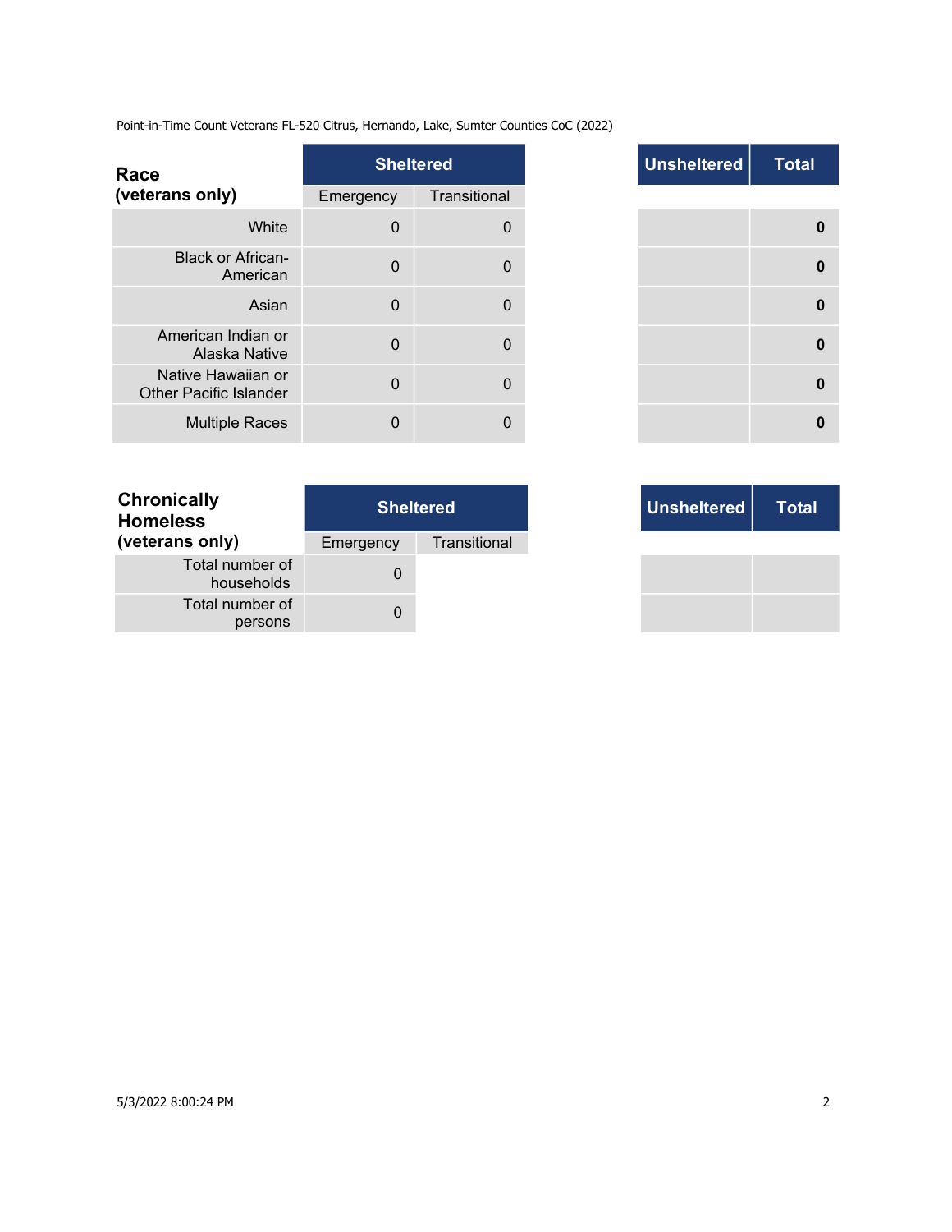Point-in-Time Count Veterans FL-520 Citrus, Hernando, Lake, Sumter Counties CoC (2022)

| Race (veterans only) | Sheltered | | Unsheltered | Total |
|---|---|---|---|---|
| | Emergency | Transitional | | |
| White | 0 | 0 | | **0** |
| Black or African-American | 0 | 0 | | **0** |
| Asian | 0 | 0 | | **0** |
| American Indian or Alaska Native | 0 | 0 | | **0** |
| Native Hawaiian or Other Pacific Islander | 0 | 0 | | **0** |
| Multiple Races | 0 | 0 | | **0** |

| Chronically Homeless (veterans only) | Sheltered | | Unsheltered | Total |
|---|---|---|---|---|
| | Emergency | Transitional | | |
| Total number of households | 0 | | | |
| Total number of persons | 0 | | | |

5/3/2022 8:00:24 PM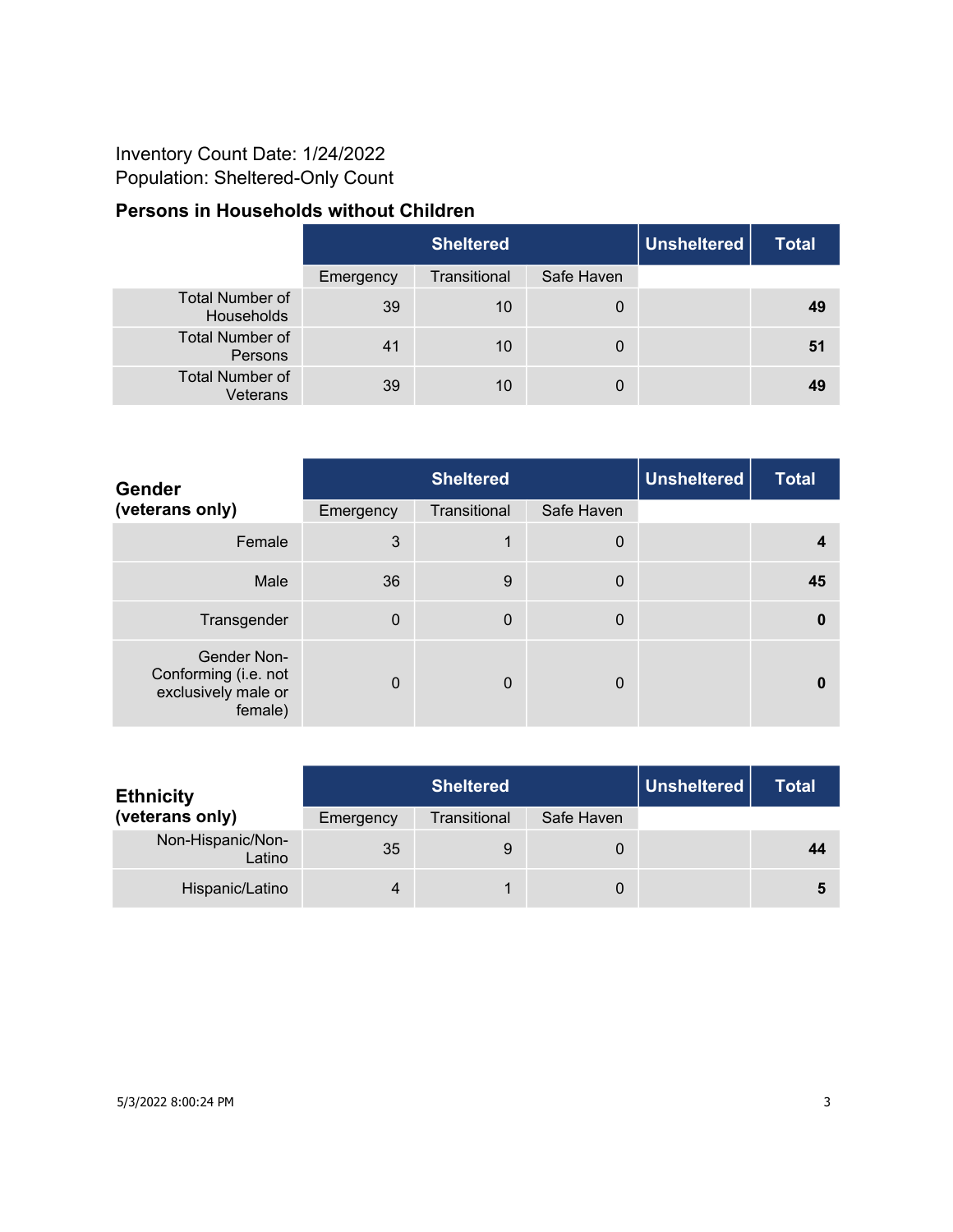Inventory Count Date: 1/24/2022
Population: Sheltered-Only Count

### Persons in Households without Children

| | Sheltered | | | Unsheltered | Total |
|---|---|---|---|---|---|
| | Emergency | Transitional | Safe Haven | | |
| Total Number of Households | 39 | 10 | 0 | | **49** |
| Total Number of Persons | 41 | 10 | 0 | | **51** |
| Total Number of Veterans | 39 | 10 | 0 | | **49** |

| **Gender (veterans only)** | Sheltered | | | Unsheltered | Total |
|---|---|---|---|---|---|
| | Emergency | Transitional | Safe Haven | | |
| Female | 3 | 1 | 0 | | **4** |
| Male | 36 | 9 | 0 | | **45** |
| Transgender | 0 | 0 | 0 | | **0** |
| Gender Non-Conforming (i.e. not exclusively male or female) | 0 | 0 | 0 | | **0** |

| **Ethnicity (veterans only)** | Sheltered | | | Unsheltered | Total |
|---|---|---|---|---|---|
| | Emergency | Transitional | Safe Haven | | |
| Non-Hispanic/Non-Latino | 35 | 9 | 0 | | **44** |
| Hispanic/Latino | 4 | 1 | 0 | | **5** |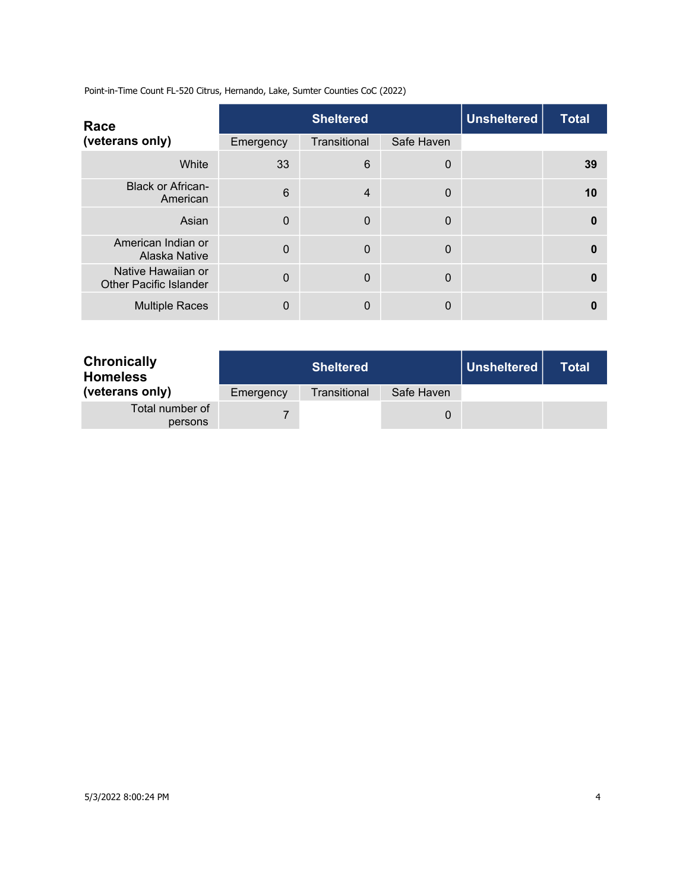Point-in-Time Count FL-520 Citrus, Hernando, Lake, Sumter Counties CoC (2022)

| Race (veterans only) | Sheltered | | | Unsheltered | Total |
|---|---|---|---|---|---|
| | Emergency | Transitional | Safe Haven | | |
| White | 33 | 6 | 0 | | **39** |
| Black or African-American | 6 | 4 | 0 | | **10** |
| Asian | 0 | 0 | 0 | | **0** |
| American Indian or Alaska Native | 0 | 0 | 0 | | **0** |
| Native Hawaiian or Other Pacific Islander | 0 | 0 | 0 | | **0** |
| Multiple Races | 0 | 0 | 0 | | **0** |

| Chronically Homeless (veterans only) | Sheltered | | | Unsheltered | Total |
|---|---|---|---|---|---|
| | Emergency | Transitional | Safe Haven | | |
| Total number of persons | 7 | | 0 | | |

5/3/2022 8:00:24 PM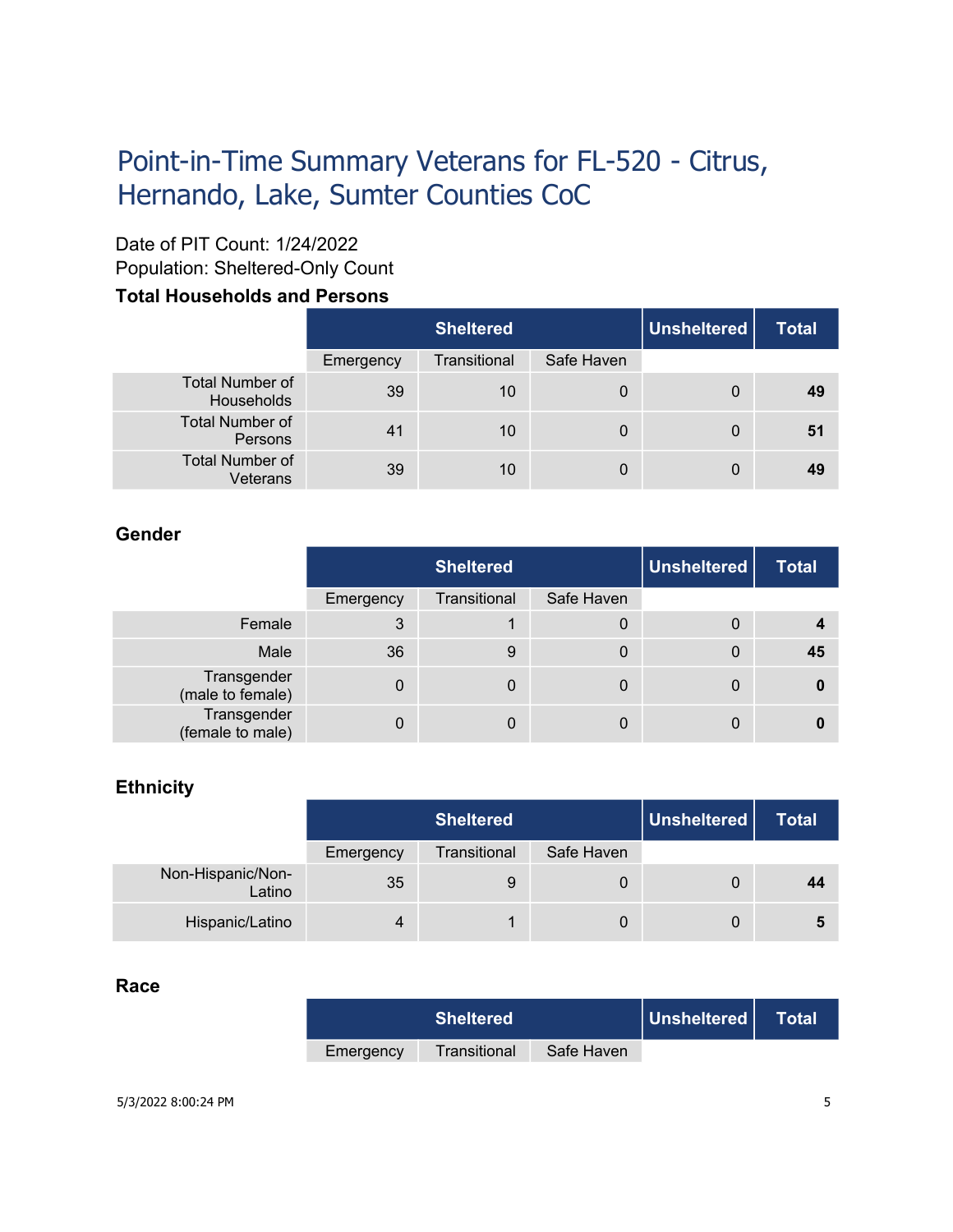# Point-in-Time Summary Veterans for FL-520 - Citrus, Hernando, Lake, Sumter Counties CoC

Date of PIT Count: 1/24/2022
Population: Sheltered-Only Count

### Total Households and Persons

| | Sheltered | | | Unsheltered | Total |
|---|---|---|---|---|---|
| | Emergency | Transitional | Safe Haven | | |
| Total Number of Households | 39 | 10 | 0 | 0 | **49** |
| Total Number of Persons | 41 | 10 | 0 | 0 | **51** |
| Total Number of Veterans | 39 | 10 | 0 | 0 | **49** |

### Gender

| | Sheltered | | | Unsheltered | Total |
|---|---|---|---|---|---|
| | Emergency | Transitional | Safe Haven | | |
| Female | 3 | 1 | 0 | 0 | **4** |
| Male | 36 | 9 | 0 | 0 | **45** |
| Transgender (male to female) | 0 | 0 | 0 | 0 | **0** |
| Transgender (female to male) | 0 | 0 | 0 | 0 | **0** |

### Ethnicity

| | Sheltered | | | Unsheltered | Total |
|---|---|---|---|---|---|
| | Emergency | Transitional | Safe Haven | | |
| Non-Hispanic/Non-Latino | 35 | 9 | 0 | 0 | **44** |
| Hispanic/Latino | 4 | 1 | 0 | 0 | **5** |

### Race

| | Sheltered | | | Unsheltered | Total |
|---|---|---|---|---|---|
| | Emergency | Transitional | Safe Haven | | |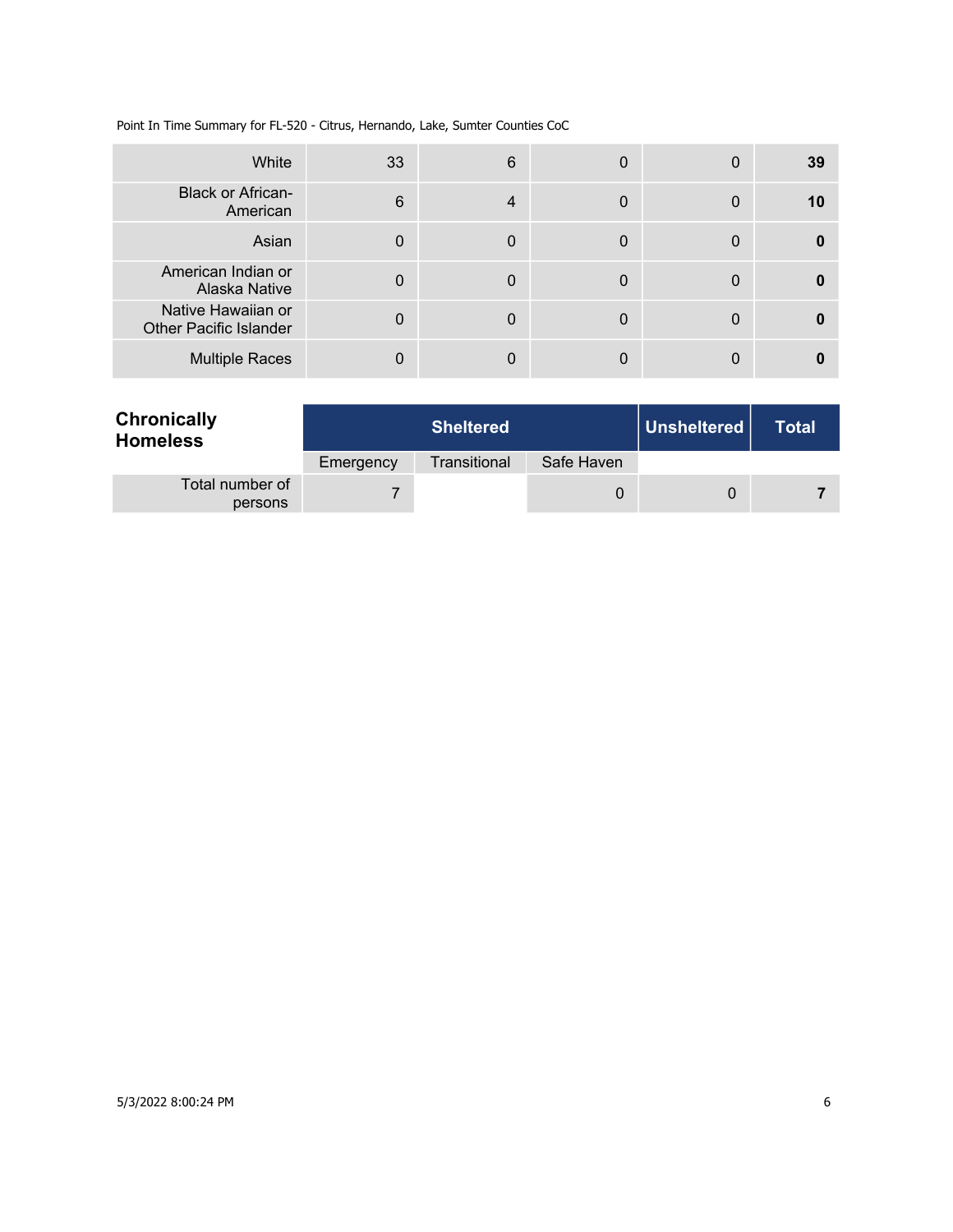| | | | | | |
|---|---|---|---|---|---|
| White | 33 | 6 | 0 | 0 | **39** |
| Black or African-American | 6 | 4 | 0 | 0 | **10** |
| Asian | 0 | 0 | 0 | 0 | **0** |
| American Indian or Alaska Native | 0 | 0 | 0 | 0 | **0** |
| Native Hawaiian or Other Pacific Islander | 0 | 0 | 0 | 0 | **0** |
| Multiple Races | 0 | 0 | 0 | 0 | **0** |

| **Chronically Homeless** | **Sheltered** | | | **Unsheltered** | **Total** |
|---|---|---|---|---|---|
| | Emergency | Transitional | Safe Haven | | |
| Total number of persons | 7 | | 0 | 0 | **7** |